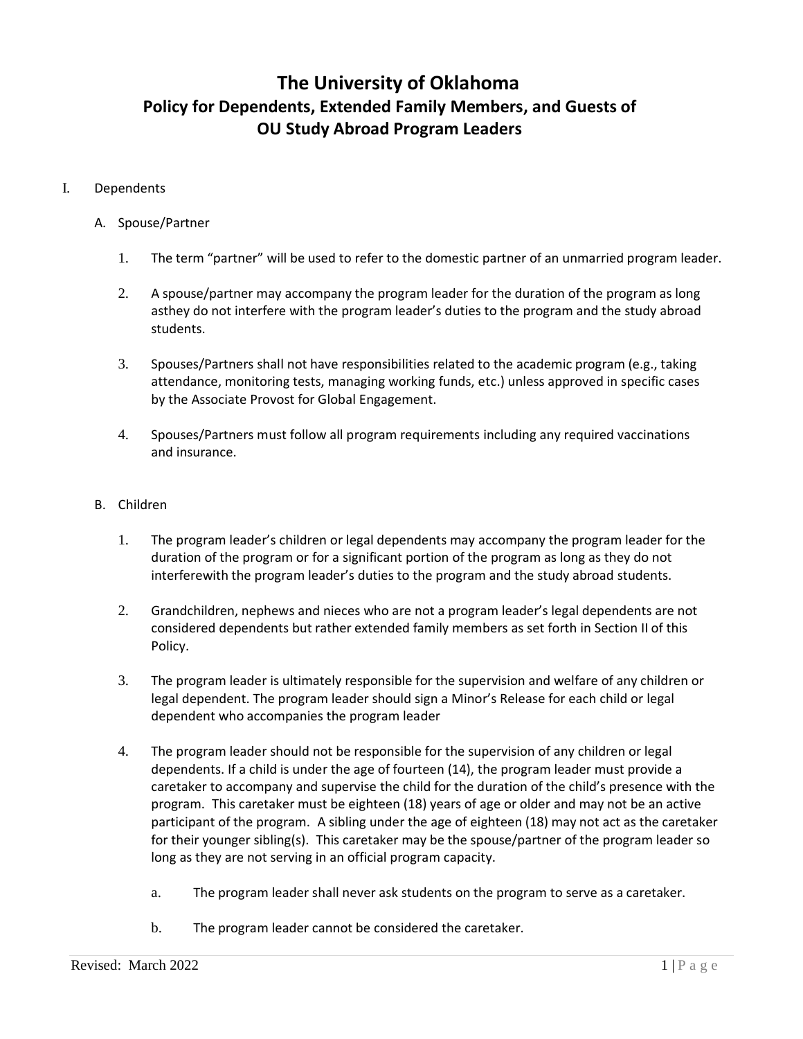# The University of Oklahoma
## Policy for Dependents, Extended Family Members, and Guests of OU Study Abroad Program Leaders

I. Dependents

A. Spouse/Partner

1. The term “partner” will be used to refer to the domestic partner of an unmarried program leader.

2. A spouse/partner may accompany the program leader for the duration of the program as long asthey do not interfere with the program leader’s duties to the program and the study abroad students.

3. Spouses/Partners shall not have responsibilities related to the academic program (e.g., taking attendance, monitoring tests, managing working funds, etc.) unless approved in specific cases by the Associate Provost for Global Engagement.

4. Spouses/Partners must follow all program requirements including any required vaccinations and insurance.

B. Children

1. The program leader’s children or legal dependents may accompany the program leader for the duration of the program or for a significant portion of the program as long as they do not interferewith the program leader’s duties to the program and the study abroad students.

2. Grandchildren, nephews and nieces who are not a program leader’s legal dependents are not considered dependents but rather extended family members as set forth in Section II of this Policy.

3. The program leader is ultimately responsible for the supervision and welfare of any children or legal dependent. The program leader should sign a Minor’s Release for each child or legal dependent who accompanies the program leader

4. The program leader should not be responsible for the supervision of any children or legal dependents. If a child is under the age of fourteen (14), the program leader must provide a caretaker to accompany and supervise the child for the duration of the child’s presence with the program. This caretaker must be eighteen (18) years of age or older and may not be an active participant of the program. A sibling under the age of eighteen (18) may not act as the caretaker for their younger sibling(s). This caretaker may be the spouse/partner of the program leader so long as they are not serving in an official program capacity.

   a. The program leader shall never ask students on the program to serve as a caretaker.

   b. The program leader cannot be considered the caretaker.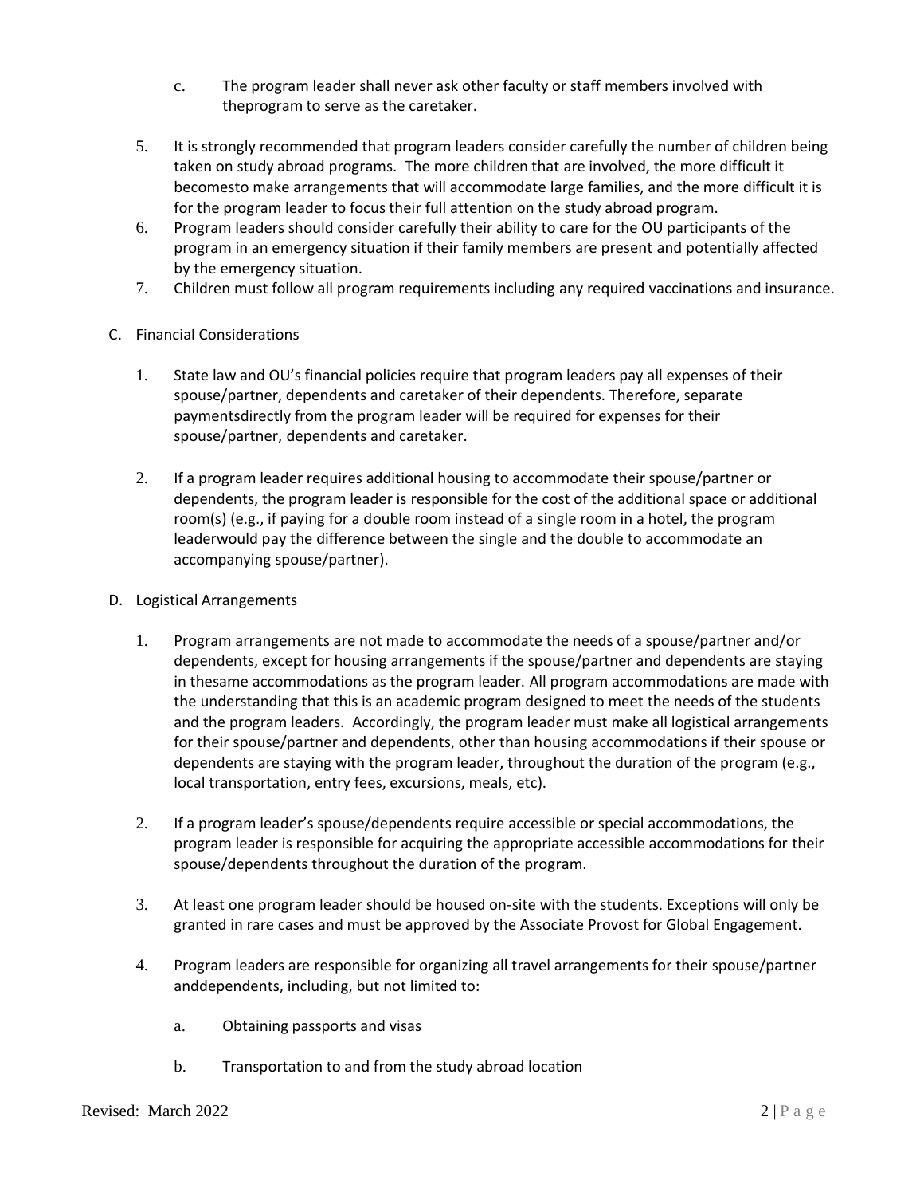c. The program leader shall never ask other faculty or staff members involved with theprogram to serve as the caretaker.

5. It is strongly recommended that program leaders consider carefully the number of children being taken on study abroad programs. The more children that are involved, the more difficult it becomesto make arrangements that will accommodate large families, and the more difficult it is for the program leader to focus their full attention on the study abroad program.
6. Program leaders should consider carefully their ability to care for the OU participants of the program in an emergency situation if their family members are present and potentially affected by the emergency situation.
7. Children must follow all program requirements including any required vaccinations and insurance.

C. Financial Considerations

1. State law and OU's financial policies require that program leaders pay all expenses of their spouse/partner, dependents and caretaker of their dependents. Therefore, separate paymentsdirectly from the program leader will be required for expenses for their spouse/partner, dependents and caretaker.

2. If a program leader requires additional housing to accommodate their spouse/partner or dependents, the program leader is responsible for the cost of the additional space or additional room(s) (e.g., if paying for a double room instead of a single room in a hotel, the program leaderwould pay the difference between the single and the double to accommodate an accompanying spouse/partner).

D. Logistical Arrangements

1. Program arrangements are not made to accommodate the needs of a spouse/partner and/or dependents, except for housing arrangements if the spouse/partner and dependents are staying in thesame accommodations as the program leader. All program accommodations are made with the understanding that this is an academic program designed to meet the needs of the students and the program leaders. Accordingly, the program leader must make all logistical arrangements for their spouse/partner and dependents, other than housing accommodations if their spouse or dependents are staying with the program leader, throughout the duration of the program (e.g., local transportation, entry fees, excursions, meals, etc).

2. If a program leader's spouse/dependents require accessible or special accommodations, the program leader is responsible for acquiring the appropriate accessible accommodations for their spouse/dependents throughout the duration of the program.

3. At least one program leader should be housed on-site with the students. Exceptions will only be granted in rare cases and must be approved by the Associate Provost for Global Engagement.

4. Program leaders are responsible for organizing all travel arrangements for their spouse/partner anddependents, including, but not limited to:

   a. Obtaining passports and visas

   b. Transportation to and from the study abroad location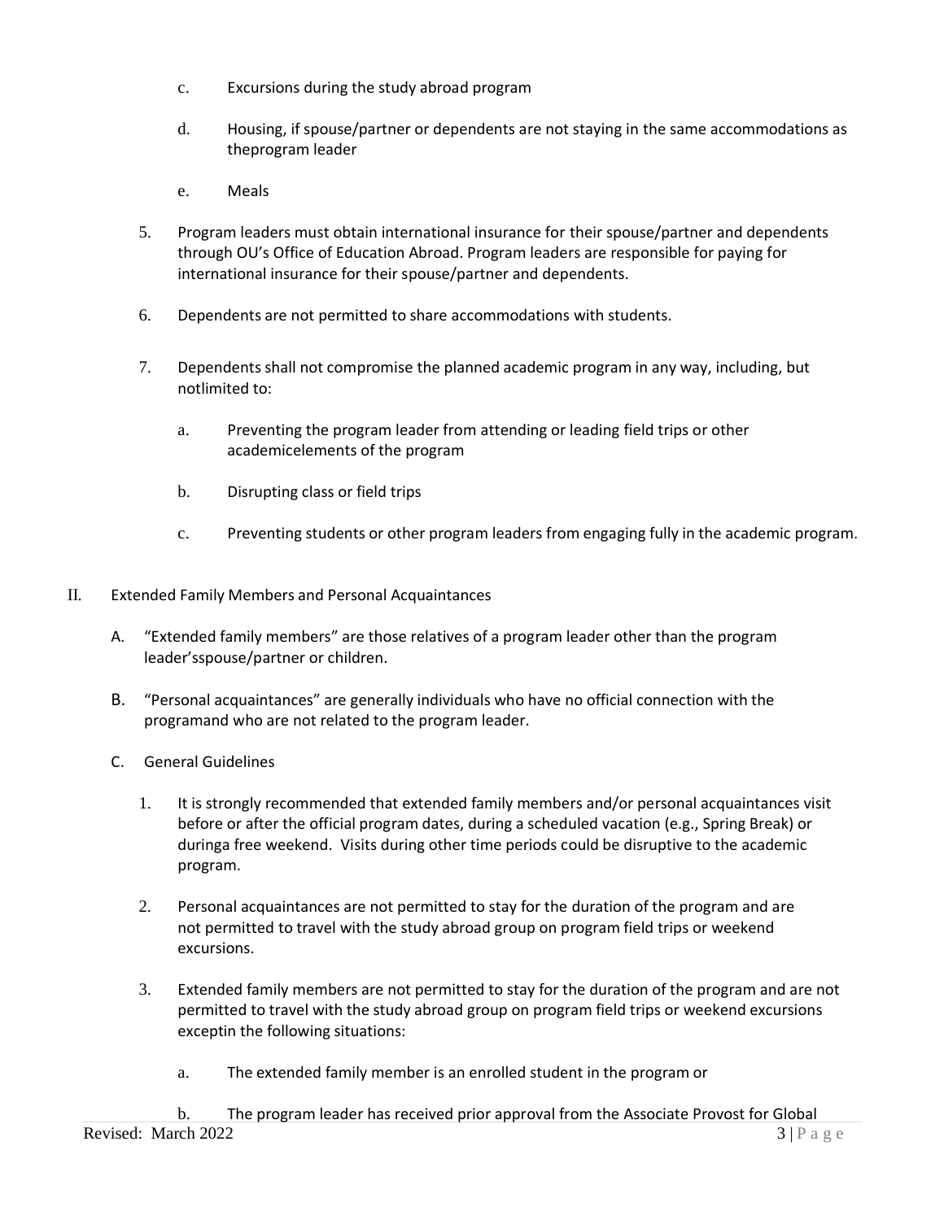c. Excursions during the study abroad program

d. Housing, if spouse/partner or dependents are not staying in the same accommodations as theprogram leader

e. Meals

5. Program leaders must obtain international insurance for their spouse/partner and dependents through OU's Office of Education Abroad. Program leaders are responsible for paying for international insurance for their spouse/partner and dependents.

6. Dependents are not permitted to share accommodations with students.

7. Dependents shall not compromise the planned academic program in any way, including, but notlimited to:

   a. Preventing the program leader from attending or leading field trips or other academicelements of the program

   b. Disrupting class or field trips

   c. Preventing students or other program leaders from engaging fully in the academic program.

## II. Extended Family Members and Personal Acquaintances

A. "Extended family members" are those relatives of a program leader other than the program leader'sspouse/partner or children.

B. "Personal acquaintances" are generally individuals who have no official connection with the programand who are not related to the program leader.

C. General Guidelines

1. It is strongly recommended that extended family members and/or personal acquaintances visit before or after the official program dates, during a scheduled vacation (e.g., Spring Break) or duringa free weekend. Visits during other time periods could be disruptive to the academic program.

2. Personal acquaintances are not permitted to stay for the duration of the program and are not permitted to travel with the study abroad group on program field trips or weekend excursions.

3. Extended family members are not permitted to stay for the duration of the program and are not permitted to travel with the study abroad group on program field trips or weekend excursions exceptin the following situations:

   a. The extended family member is an enrolled student in the program or

   b. The program leader has received prior approval from the Associate Provost for Global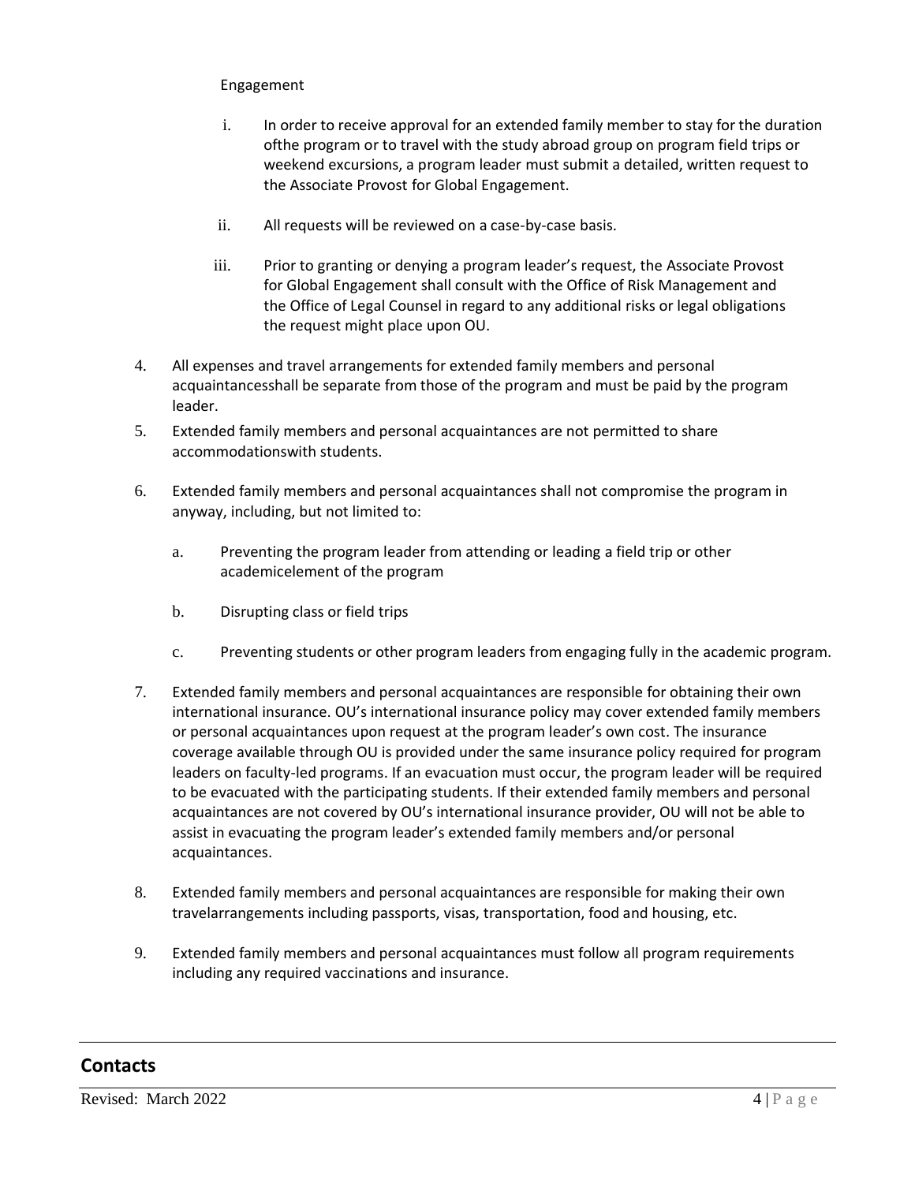Engagement

i. In order to receive approval for an extended family member to stay for the duration ofthe program or to travel with the study abroad group on program field trips or weekend excursions, a program leader must submit a detailed, written request to the Associate Provost for Global Engagement.

ii. All requests will be reviewed on a case-by-case basis.

iii. Prior to granting or denying a program leader's request, the Associate Provost for Global Engagement shall consult with the Office of Risk Management and the Office of Legal Counsel in regard to any additional risks or legal obligations the request might place upon OU.

4. All expenses and travel arrangements for extended family members and personal acquaintancesshall be separate from those of the program and must be paid by the program leader.

5. Extended family members and personal acquaintances are not permitted to share accommodationswith students.

6. Extended family members and personal acquaintances shall not compromise the program in anyway, including, but not limited to:

   a. Preventing the program leader from attending or leading a field trip or other academicelement of the program

   b. Disrupting class or field trips

   c. Preventing students or other program leaders from engaging fully in the academic program.

7. Extended family members and personal acquaintances are responsible for obtaining their own international insurance. OU's international insurance policy may cover extended family members or personal acquaintances upon request at the program leader's own cost. The insurance coverage available through OU is provided under the same insurance policy required for program leaders on faculty-led programs. If an evacuation must occur, the program leader will be required to be evacuated with the participating students. If their extended family members and personal acquaintances are not covered by OU's international insurance provider, OU will not be able to assist in evacuating the program leader's extended family members and/or personal acquaintances.

8. Extended family members and personal acquaintances are responsible for making their own travelarrangements including passports, visas, transportation, food and housing, etc.

9. Extended family members and personal acquaintances must follow all program requirements including any required vaccinations and insurance.

## Contacts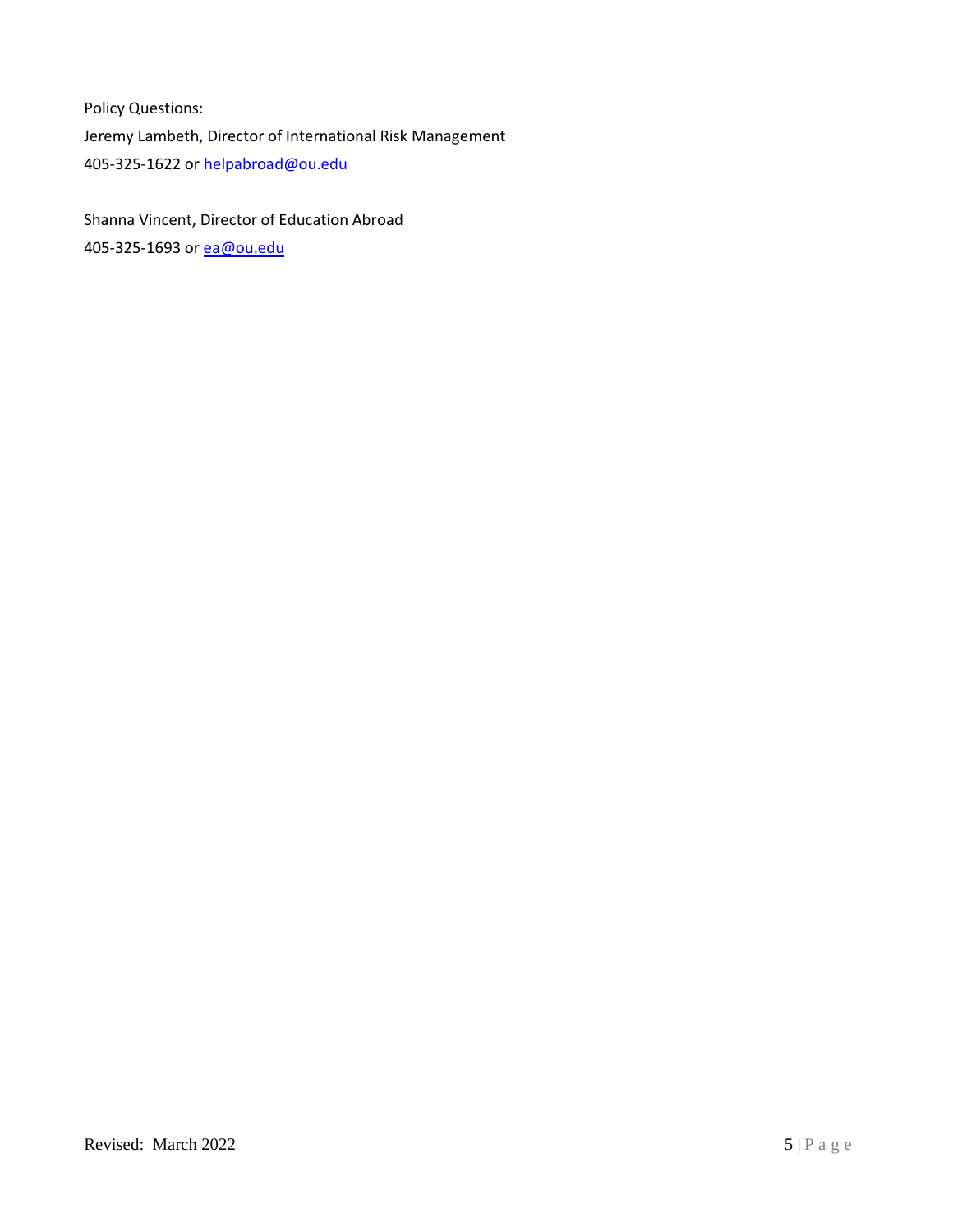Policy Questions:

Jeremy Lambeth, Director of International Risk Management
405-325-1622 or helpabroad@ou.edu

Shanna Vincent, Director of Education Abroad
405-325-1693 or ea@ou.edu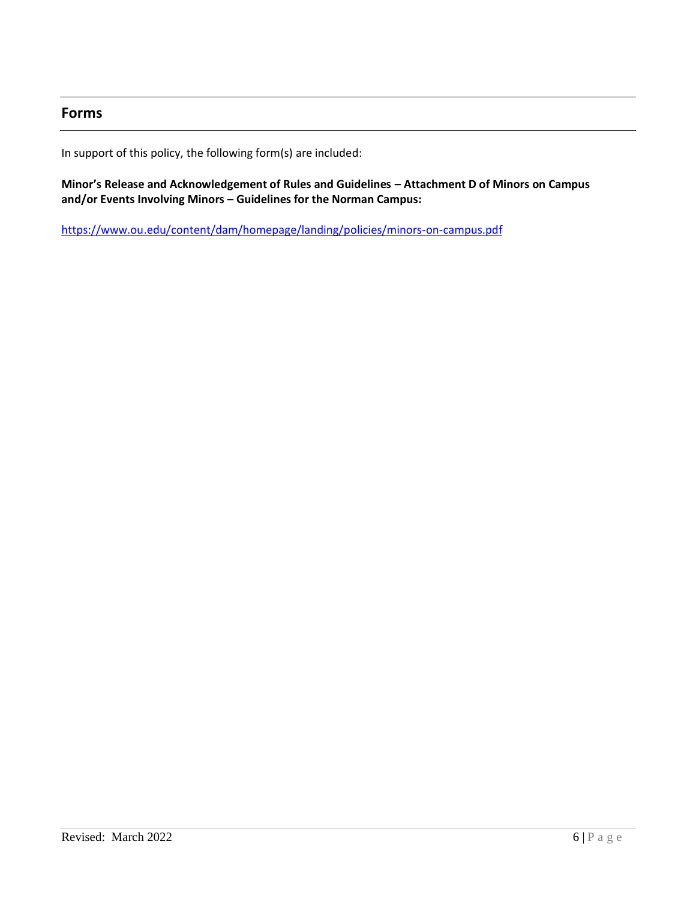## Forms

In support of this policy, the following form(s) are included:

**Minor's Release and Acknowledgement of Rules and Guidelines – Attachment D of Minors on Campus and/or Events Involving Minors – Guidelines for the Norman Campus:**

https://www.ou.edu/content/dam/homepage/landing/policies/minors-on-campus.pdf